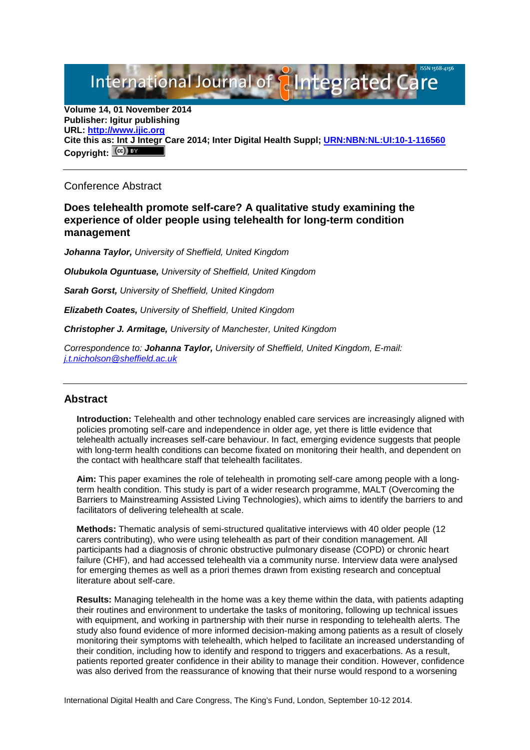Volume 14, 01 November 2014
**Publisher: Igitur publishing**
**URL: http://www.ijic.org**
**Cite this as: Int J Integr Care 2014; Inter Digital Health Suppl; URN:NBN:NL:UI:10-1-116560**
**Copyright:**

Conference Abstract

## Does telehealth promote self-care? A qualitative study examining the experience of older people using telehealth for long-term condition management

***Johanna Taylor,*** *University of Sheffield, United Kingdom*

***Olubukola Oguntuase,*** *University of Sheffield, United Kingdom*

***Sarah Gorst,*** *University of Sheffield, United Kingdom*

***Elizabeth Coates,*** *University of Sheffield, United Kingdom*

***Christopher J. Armitage,*** *University of Manchester, United Kingdom*

*Correspondence to:* ***Johanna Taylor,*** *University of Sheffield, United Kingdom, E-mail: j.t.nicholson@sheffield.ac.uk*

## Abstract

**Introduction:** Telehealth and other technology enabled care services are increasingly aligned with policies promoting self-care and independence in older age, yet there is little evidence that telehealth actually increases self-care behaviour. In fact, emerging evidence suggests that people with long-term health conditions can become fixated on monitoring their health, and dependent on the contact with healthcare staff that telehealth facilitates.

**Aim:** This paper examines the role of telehealth in promoting self-care among people with a long-term health condition. This study is part of a wider research programme, MALT (Overcoming the Barriers to Mainstreaming Assisted Living Technologies), which aims to identify the barriers to and facilitators of delivering telehealth at scale.

**Methods:** Thematic analysis of semi-structured qualitative interviews with 40 older people (12 carers contributing), who were using telehealth as part of their condition management. All participants had a diagnosis of chronic obstructive pulmonary disease (COPD) or chronic heart failure (CHF), and had accessed telehealth via a community nurse. Interview data were analysed for emerging themes as well as a priori themes drawn from existing research and conceptual literature about self-care.

**Results:** Managing telehealth in the home was a key theme within the data, with patients adapting their routines and environment to undertake the tasks of monitoring, following up technical issues with equipment, and working in partnership with their nurse in responding to telehealth alerts. The study also found evidence of more informed decision-making among patients as a result of closely monitoring their symptoms with telehealth, which helped to facilitate an increased understanding of their condition, including how to identify and respond to triggers and exacerbations. As a result, patients reported greater confidence in their ability to manage their condition. However, confidence was also derived from the reassurance of knowing that their nurse would respond to a worsening

International Digital Health and Care Congress, The King's Fund, London, September 10-12 2014.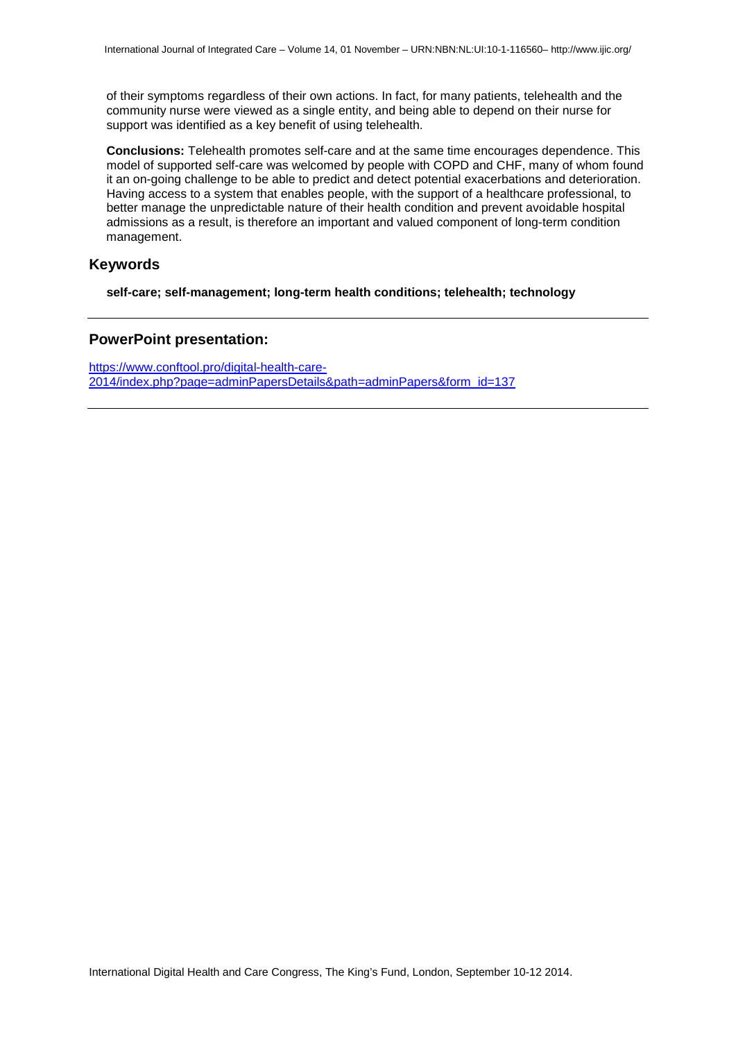of their symptoms regardless of their own actions. In fact, for many patients, telehealth and the community nurse were viewed as a single entity, and being able to depend on their nurse for support was identified as a key benefit of using telehealth.

**Conclusions:** Telehealth promotes self-care and at the same time encourages dependence. This model of supported self-care was welcomed by people with COPD and CHF, many of whom found it an on-going challenge to be able to predict and detect potential exacerbations and deterioration. Having access to a system that enables people, with the support of a healthcare professional, to better manage the unpredictable nature of their health condition and prevent avoidable hospital admissions as a result, is therefore an important and valued component of long-term condition management.

## Keywords

**self-care; self-management; long-term health conditions; telehealth; technology**

---

## PowerPoint presentation:

https://www.conftool.pro/digital-health-care-2014/index.php?page=adminPapersDetails&path=adminPapers&form_id=137

---

International Digital Health and Care Congress, The King's Fund, London, September 10-12 2014.